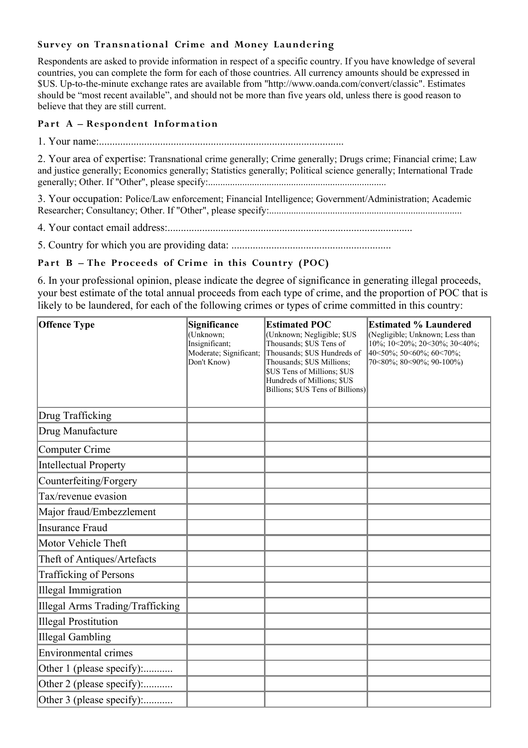### Survey on Transnational Crime and Money Laundering

Respondents are asked to provide information in respect of a specific country. If you have knowledge of several countries, you can complete the form for each of those countries. All currency amounts should be expressed in $US. Up-to-the-minute exchange rates are available from "http://www.oanda.com/convert/classic". Estimates should be "most recent available", and should not be more than five years old, unless there is good reason to believe that they are still current.

### Part A – Respondent Information

1. Your name:............................................................................................

2. Your area of expertise: Transnational crime generally; Crime generally; Drugs crime; Financial crime; Law and justice generally; Economics generally; Statistics generally; Political science generally; International Trade generally; Other. If "Other", please specify:........................................................................

3. Your occupation: Police/Law enforcement; Financial Intelligence; Government/Administration; Academic Researcher; Consultancy; Other. If "Other", please specify:.............................................................................

4. Your contact email address:............................................................................................

5. Country for which you are providing data: ...........................................................

### Part B – The Proceeds of Crime in this Country (POC)

6. In your professional opinion, please indicate the degree of significance in generating illegal proceeds, your best estimate of the total annual proceeds from each type of crime, and the proportion of POC that is likely to be laundered, for each of the following crimes or types of crime committed in this country:

| **Offence Type** | **Significance** (Unknown; Insignificant; Moderate; Significant; Don't Know) | **Estimated POC** (Unknown; Negligible; $US Thousands; $US Tens of Thousands; $US Hundreds of Thousands; $US Millions; $US Tens of Millions; $US Hundreds of Millions; $US Billions; $US Tens of Billions) | **Estimated % Laundered** (Negligible; Unknown; Less than 10%; 10<20%; 20<30%; 30<40%; 40<50%; 50<60%; 60<70%; 70<80%; 80<90%; 90-100%) |
|---|---|---|---|
| Drug Trafficking | | | |
| Drug Manufacture | | | |
| Computer Crime | | | |
| Intellectual Property | | | |
| Counterfeiting/Forgery | | | |
| Tax/revenue evasion | | | |
| Major fraud/Embezzlement | | | |
| Insurance Fraud | | | |
| Motor Vehicle Theft | | | |
| Theft of Antiques/Artefacts | | | |
| Trafficking of Persons | | | |
| Illegal Immigration | | | |
| Illegal Arms Trading/Trafficking | | | |
| Illegal Prostitution | | | |
| Illegal Gambling | | | |
| Environmental crimes | | | |
| Other 1 (please specify):........... | | | |
| Other 2 (please specify):........... | | | |
| Other 3 (please specify):........... | | | |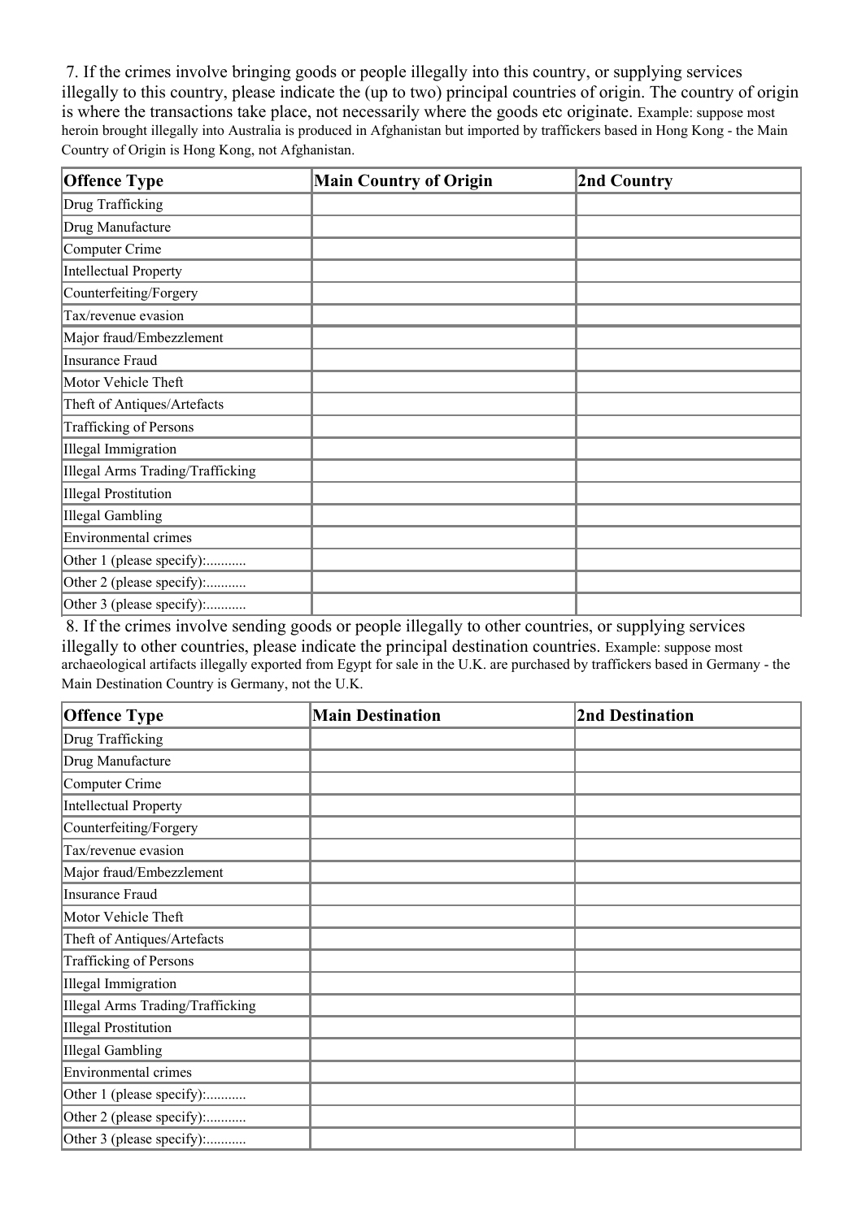7. If the crimes involve bringing goods or people illegally into this country, or supplying services illegally to this country, please indicate the (up to two) principal countries of origin. The country of origin is where the transactions take place, not necessarily where the goods etc originate. Example: suppose most heroin brought illegally into Australia is produced in Afghanistan but imported by traffickers based in Hong Kong - the Main Country of Origin is Hong Kong, not Afghanistan.

| Offence Type | Main Country of Origin | 2nd Country |
| --- | --- | --- |
| Drug Trafficking | | |
| Drug Manufacture | | |
| Computer Crime | | |
| Intellectual Property | | |
| Counterfeiting/Forgery | | |
| Tax/revenue evasion | | |
| Major fraud/Embezzlement | | |
| Insurance Fraud | | |
| Motor Vehicle Theft | | |
| Theft of Antiques/Artefacts | | |
| Trafficking of Persons | | |
| Illegal Immigration | | |
| Illegal Arms Trading/Trafficking | | |
| Illegal Prostitution | | |
| Illegal Gambling | | |
| Environmental crimes | | |
| Other 1 (please specify):........... | | |
| Other 2 (please specify):........... | | |
| Other 3 (please specify):........... | | |

8. If the crimes involve sending goods or people illegally to other countries, or supplying services illegally to other countries, please indicate the principal destination countries. Example: suppose most archaeological artifacts illegally exported from Egypt for sale in the U.K. are purchased by traffickers based in Germany - the Main Destination Country is Germany, not the U.K.

| Offence Type | Main Destination | 2nd Destination |
| --- | --- | --- |
| Drug Trafficking | | |
| Drug Manufacture | | |
| Computer Crime | | |
| Intellectual Property | | |
| Counterfeiting/Forgery | | |
| Tax/revenue evasion | | |
| Major fraud/Embezzlement | | |
| Insurance Fraud | | |
| Motor Vehicle Theft | | |
| Theft of Antiques/Artefacts | | |
| Trafficking of Persons | | |
| Illegal Immigration | | |
| Illegal Arms Trading/Trafficking | | |
| Illegal Prostitution | | |
| Illegal Gambling | | |
| Environmental crimes | | |
| Other 1 (please specify):........... | | |
| Other 2 (please specify):........... | | |
| Other 3 (please specify):........... | | |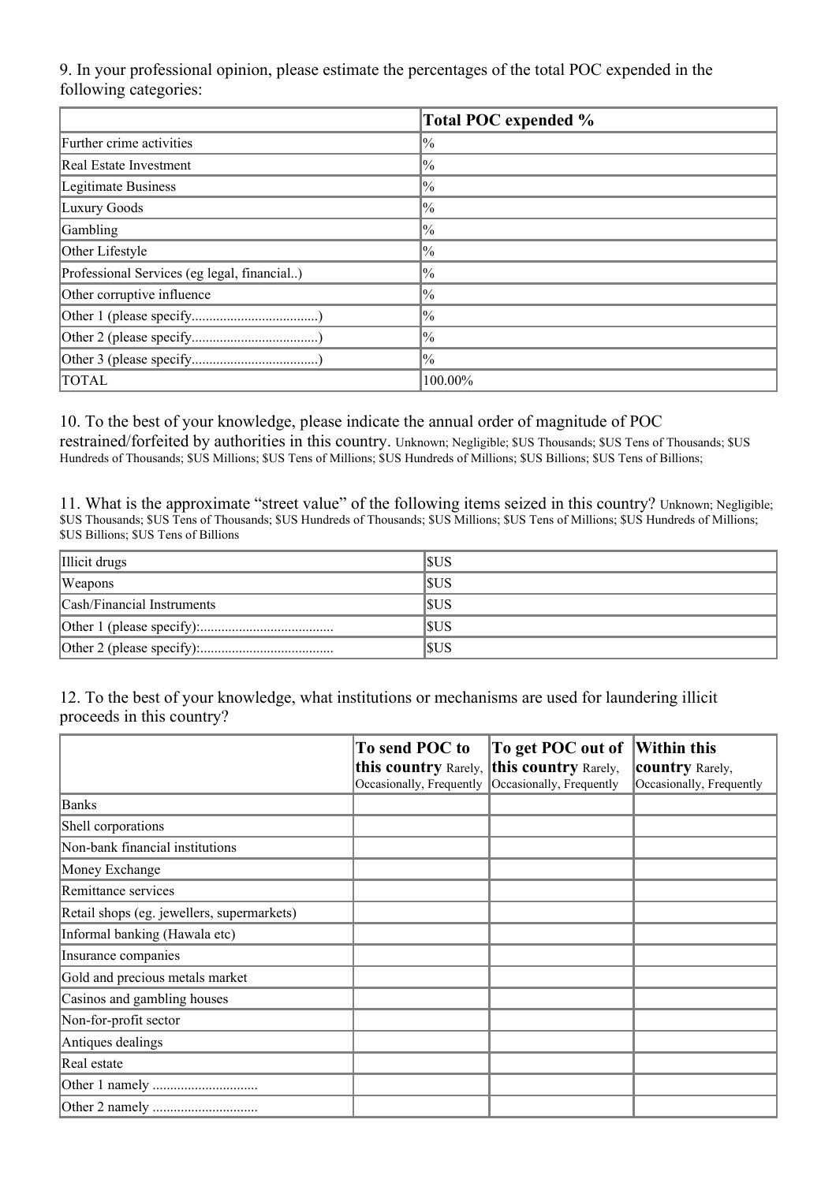9. In your professional opinion, please estimate the percentages of the total POC expended in the following categories:

| | Total POC expended % |
|---|---|
| Further crime activities | % |
| Real Estate Investment | % |
| Legitimate Business | % |
| Luxury Goods | % |
| Gambling | % |
| Other Lifestyle | % |
| Professional Services (eg legal, financial..) | % |
| Other corruptive influence | % |
| Other 1 (please specify....................................) | % |
| Other 2 (please specify....................................) | % |
| Other 3 (please specify....................................) | % |
| TOTAL | 100.00% |

10. To the best of your knowledge, please indicate the annual order of magnitude of POC restrained/forfeited by authorities in this country. Unknown; Negligible; $US Thousands; $US Tens of Thousands; $US Hundreds of Thousands; $US Millions; $US Tens of Millions; $US Hundreds of Millions; $US Billions; $US Tens of Billions;

11. What is the approximate "street value" of the following items seized in this country? Unknown; Negligible; $US Thousands; $US Tens of Thousands; $US Hundreds of Thousands; $US Millions; $US Tens of Millions; $US Hundreds of Millions; $US Billions; $US Tens of Billions

| | |
|---|---|
| Illicit drugs | $US |
| Weapons | $US |
| Cash/Financial Instruments | $US |
| Other 1 (please specify):...................................... | $US |
| Other 2 (please specify):...................................... | $US |

12. To the best of your knowledge, what institutions or mechanisms are used for laundering illicit proceeds in this country?

| | **To send POC to this country** Rarely, Occasionally, Frequently | **To get POC out of this country** Rarely, Occasionally, Frequently | **Within this country** Rarely, Occasionally, Frequently |
|---|---|---|---|
| Banks | | | |
| Shell corporations | | | |
| Non-bank financial institutions | | | |
| Money Exchange | | | |
| Remittance services | | | |
| Retail shops (eg. jewellers, supermarkets) | | | |
| Informal banking (Hawala etc) | | | |
| Insurance companies | | | |
| Gold and precious metals market | | | |
| Casinos and gambling houses | | | |
| Non-for-profit sector | | | |
| Antiques dealings | | | |
| Real estate | | | |
| Other 1 namely .............................. | | | |
| Other 2 namely .............................. | | | |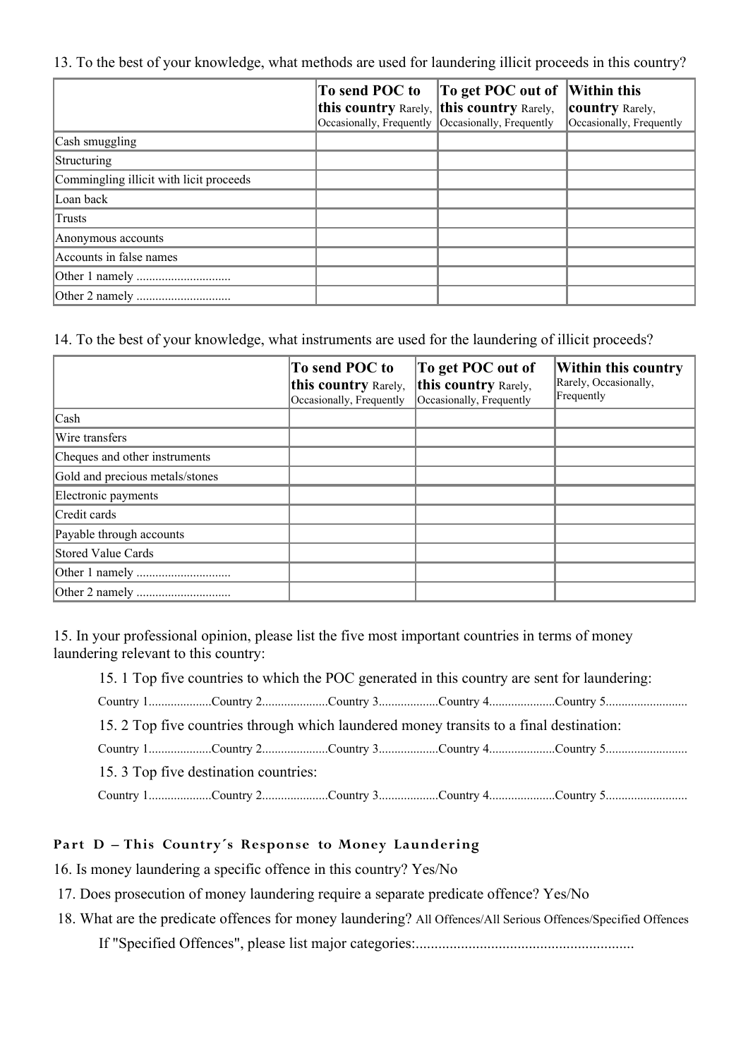13. To the best of your knowledge, what methods are used for laundering illicit proceeds in this country?

| | **To send POC to this country** Rarely, Occasionally, Frequently | **To get POC out of this country** Rarely, Occasionally, Frequently | **Within this country** Rarely, Occasionally, Frequently |
|---|---|---|---|
| Cash smuggling | | | |
| Structuring | | | |
| Commingling illicit with licit proceeds | | | |
| Loan back | | | |
| Trusts | | | |
| Anonymous accounts | | | |
| Accounts in false names | | | |
| Other 1 namely ............................. | | | |
| Other 2 namely ............................. | | | |

14. To the best of your knowledge, what instruments are used for the laundering of illicit proceeds?

| | **To send POC to this country** Rarely, Occasionally, Frequently | **To get POC out of this country** Rarely, Occasionally, Frequently | **Within this country** Rarely, Occasionally, Frequently |
|---|---|---|---|
| Cash | | | |
| Wire transfers | | | |
| Cheques and other instruments | | | |
| Gold and precious metals/stones | | | |
| Electronic payments | | | |
| Credit cards | | | |
| Payable through accounts | | | |
| Stored Value Cards | | | |
| Other 1 namely ............................. | | | |
| Other 2 namely ............................. | | | |

15. In your professional opinion, please list the five most important countries in terms of money laundering relevant to this country:

15. 1 Top five countries to which the POC generated in this country are sent for laundering:

Country 1...................Country 2....................Country 3..................Country 4....................Country 5.........................

15. 2 Top five countries through which laundered money transits to a final destination:

Country 1...................Country 2....................Country 3..................Country 4....................Country 5.........................

15. 3 Top five destination countries:

Country 1...................Country 2....................Country 3..................Country 4....................Country 5.........................

## Part D – This Country´s Response to Money Laundering

16. Is money laundering a specific offence in this country? Yes/No

17. Does prosecution of money laundering require a separate predicate offence? Yes/No

18. What are the predicate offences for money laundering? All Offences/All Serious Offences/Specified Offences

If "Specified Offences", please list major categories:.........................................................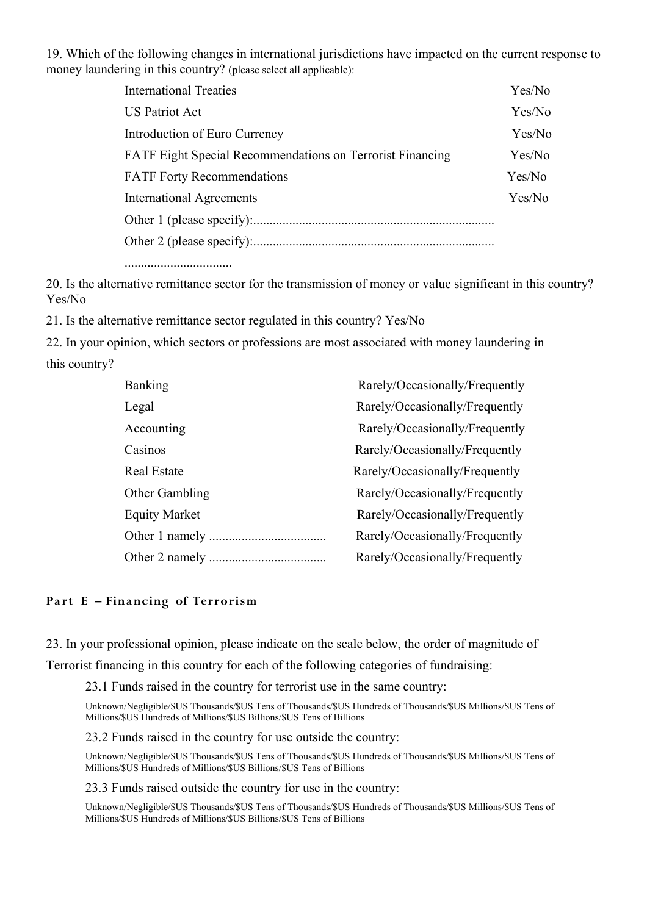19. Which of the following changes in international jurisdictions have impacted on the current response to money laundering in this country? (please select all applicable):

| | |
|---|---|
| International Treaties | Yes/No |
| US Patriot Act | Yes/No |
| Introduction of Euro Currency | Yes/No |
| FATF Eight Special Recommendations on Terrorist Financing | Yes/No |
| FATF Forty Recommendations | Yes/No |
| International Agreements | Yes/No |

Other 1 (please specify):.........................................................................

Other 2 (please specify):.........................................................................

.................................

20. Is the alternative remittance sector for the transmission of money or value significant in this country? Yes/No

21. Is the alternative remittance sector regulated in this country? Yes/No

22. In your opinion, which sectors or professions are most associated with money laundering in this country?

| | |
|---|---|
| Banking | Rarely/Occasionally/Frequently |
| Legal | Rarely/Occasionally/Frequently |
| Accounting | Rarely/Occasionally/Frequently |
| Casinos | Rarely/Occasionally/Frequently |
| Real Estate | Rarely/Occasionally/Frequently |
| Other Gambling | Rarely/Occasionally/Frequently |
| Equity Market | Rarely/Occasionally/Frequently |
| Other 1 namely .................................... | Rarely/Occasionally/Frequently |
| Other 2 namely .................................... | Rarely/Occasionally/Frequently |

## Part E – Financing of Terrorism

23. In your professional opinion, please indicate on the scale below, the order of magnitude of Terrorist financing in this country for each of the following categories of fundraising:

23.1 Funds raised in the country for terrorist use in the same country:

Unknown/Negligible/$US Thousands/$US Tens of Thousands/$US Hundreds of Thousands/$US Millions/$US Tens of Millions/$US Hundreds of Millions/$US Billions/$US Tens of Billions

23.2 Funds raised in the country for use outside the country:

Unknown/Negligible/$US Thousands/$US Tens of Thousands/$US Hundreds of Thousands/$US Millions/$US Tens of Millions/$US Hundreds of Millions/$US Billions/$US Tens of Billions

23.3 Funds raised outside the country for use in the country:

Unknown/Negligible/$US Thousands/$US Tens of Thousands/$US Hundreds of Thousands/$US Millions/$US Tens of Millions/$US Hundreds of Millions/$US Billions/$US Tens of Billions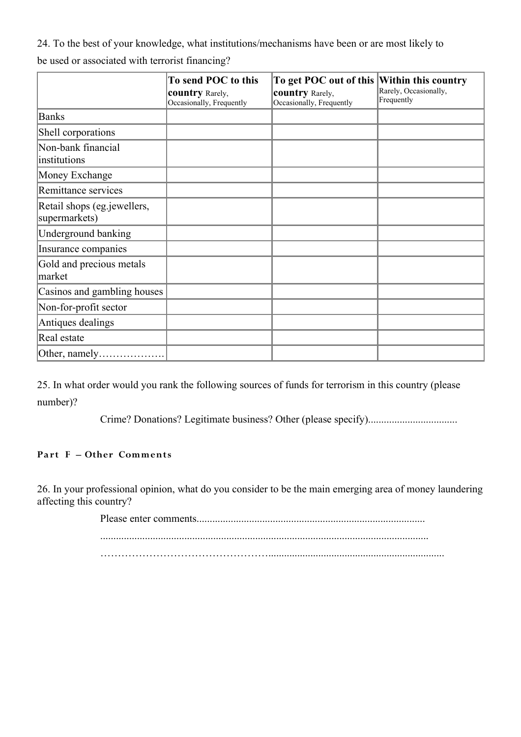24. To the best of your knowledge, what institutions/mechanisms have been or are most likely to be used or associated with terrorist financing?

| | **To send POC to this country** Rarely, Occasionally, Frequently | **To get POC out of this country** Rarely, Occasionally, Frequently | **Within this country** Rarely, Occasionally, Frequently |
|---|---|---|---|
| Banks | | | |
| Shell corporations | | | |
| Non-bank financial institutions | | | |
| Money Exchange | | | |
| Remittance services | | | |
| Retail shops (eg.jewellers, supermarkets) | | | |
| Underground banking | | | |
| Insurance companies | | | |
| Gold and precious metals market | | | |
| Casinos and gambling houses | | | |
| Non-for-profit sector | | | |
| Antiques dealings | | | |
| Real estate | | | |
| Other, namely………………. | | | |

25. In what order would you rank the following sources of funds for terrorism in this country (please number)?

Crime? Donations? Legitimate business? Other (please specify).................................

**Part F – Other Comments**

26. In your professional opinion, what do you consider to be the main emerging area of money laundering affecting this country?

Please enter comments......................................................................................

...........................................................................................................................

………………………………………….................................................................